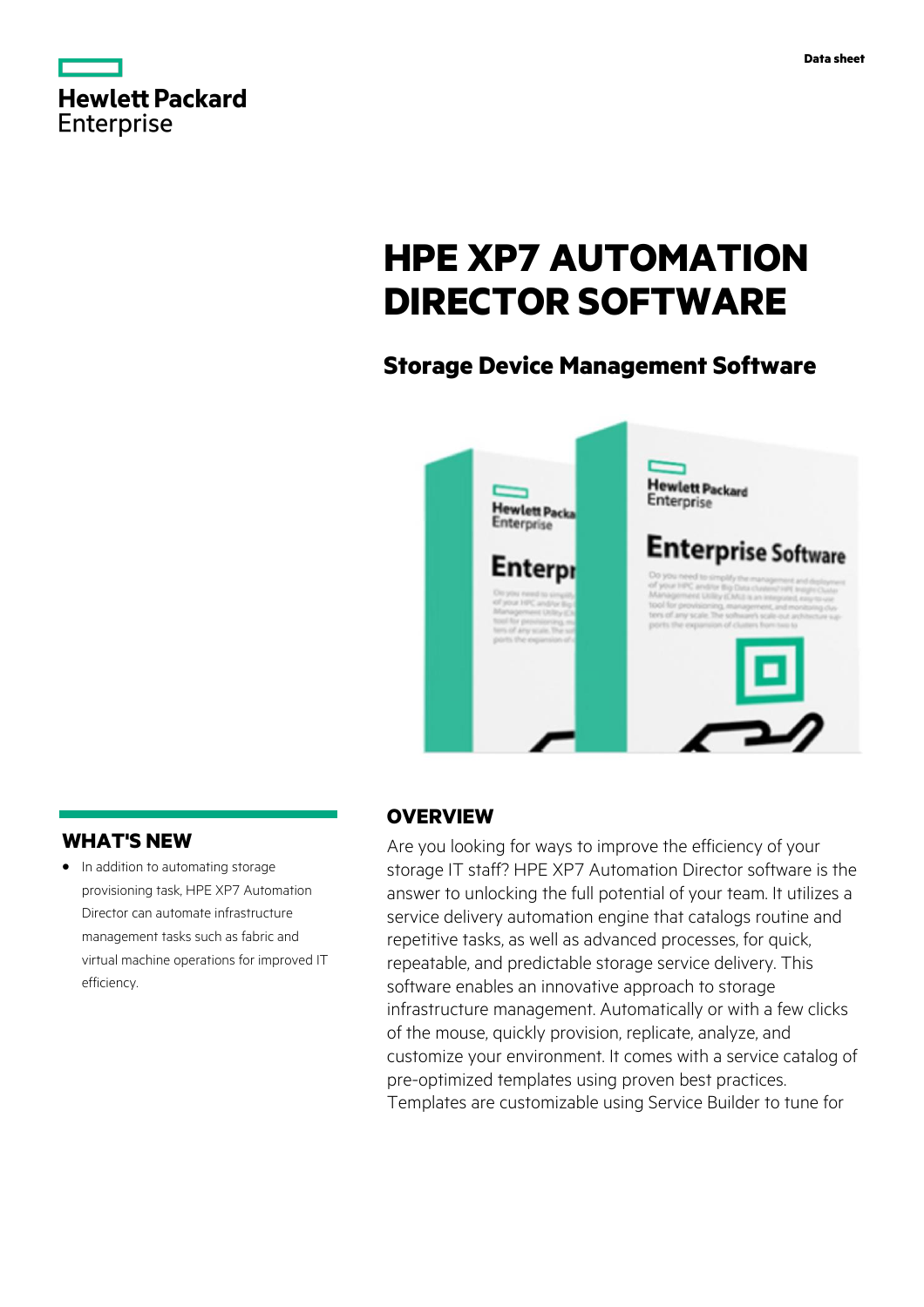Data sheet

# HPE XP7 AUTOMATION DIRECTOR SOFTWARE

## Storage Device Management Software

## WHAT'S NEW

- In addition to automating storage provisioning task, HPE XP7 Automation Director can automate infrastructure management tasks such as fabric and virtual machine operations for improved IT efficiency.

## OVERVIEW

Are you looking for ways to improve the efficiency of your storage IT staff? HPE XP7 Automation Director software is the answer to unlocking the full potential of your team. It utilizes a service delivery automation engine that catalogs routine and repetitive tasks, as well as advanced processes, for quick, repeatable, and predictable storage service delivery. This software enables an innovative approach to storage infrastructure management. Automatically or with a few clicks of the mouse, quickly provision, replicate, analyze, and customize your environment. It comes with a service catalog of pre-optimized templates using proven best practices. Templates are customizable using Service Builder to tune for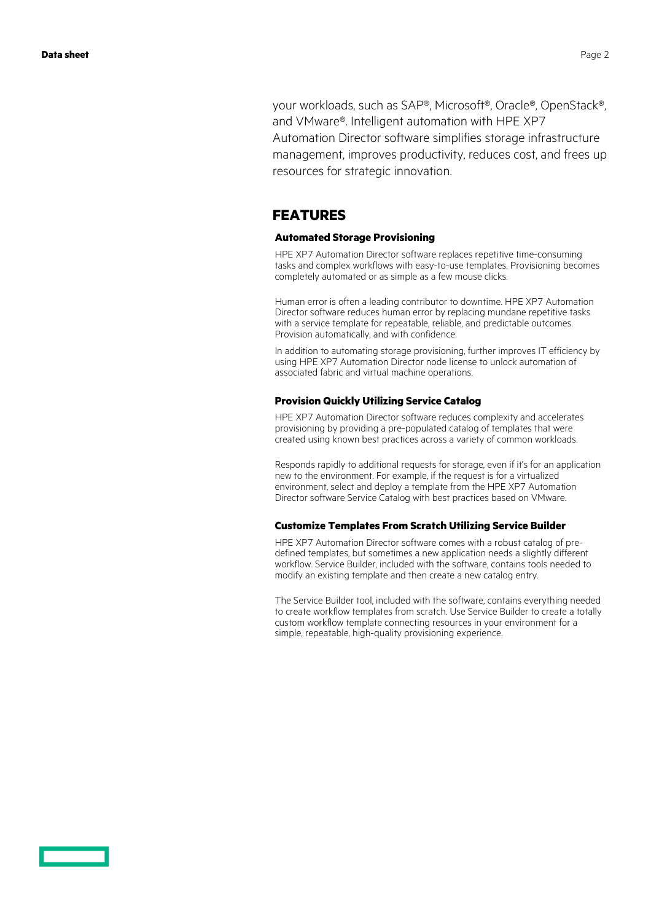your workloads, such as SAP®, Microsoft®, Oracle®, OpenStack®, and VMware®. Intelligent automation with HPE XP7 Automation Director software simplifies storage infrastructure management, improves productivity, reduces cost, and frees up resources for strategic innovation.

## FEATURES

### Automated Storage Provisioning

HPE XP7 Automation Director software replaces repetitive time-consuming tasks and complex workflows with easy-to-use templates. Provisioning becomes completely automated or as simple as a few mouse clicks.

Human error is often a leading contributor to downtime. HPE XP7 Automation Director software reduces human error by replacing mundane repetitive tasks with a service template for repeatable, reliable, and predictable outcomes. Provision automatically, and with confidence.

In addition to automating storage provisioning, further improves IT efficiency by using HPE XP7 Automation Director node license to unlock automation of associated fabric and virtual machine operations.

### Provision Quickly Utilizing Service Catalog

HPE XP7 Automation Director software reduces complexity and accelerates provisioning by providing a pre-populated catalog of templates that were created using known best practices across a variety of common workloads.

Responds rapidly to additional requests for storage, even if it's for an application new to the environment. For example, if the request is for a virtualized environment, select and deploy a template from the HPE XP7 Automation Director software Service Catalog with best practices based on VMware.

### Customize Templates From Scratch Utilizing Service Builder

HPE XP7 Automation Director software comes with a robust catalog of pre-defined templates, but sometimes a new application needs a slightly different workflow. Service Builder, included with the software, contains tools needed to modify an existing template and then create a new catalog entry.

The Service Builder tool, included with the software, contains everything needed to create workflow templates from scratch. Use Service Builder to create a totally custom workflow template connecting resources in your environment for a simple, repeatable, high-quality provisioning experience.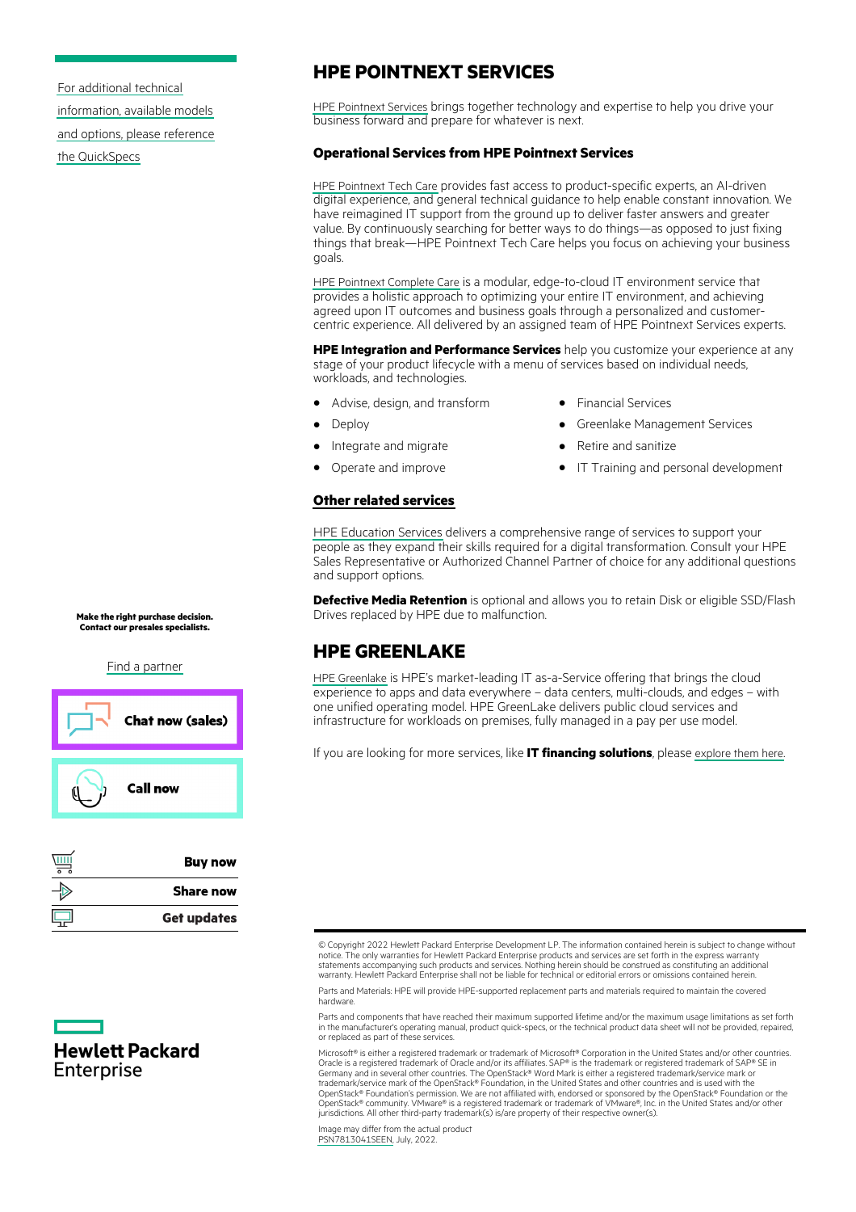For additional technical information, available models and options, please reference the QuickSpecs

## HPE POINTNEXT SERVICES

HPE Pointnext Services brings together technology and expertise to help you drive your business forward and prepare for whatever is next.

### Operational Services from HPE Pointnext Services

HPE Pointnext Tech Care provides fast access to product-specific experts, an AI-driven digital experience, and general technical guidance to help enable constant innovation. We have reimagined IT support from the ground up to deliver faster answers and greater value. By continuously searching for better ways to do things—as opposed to just fixing things that break—HPE Pointnext Tech Care helps you focus on achieving your business goals.

HPE Pointnext Complete Care is a modular, edge-to-cloud IT environment service that provides a holistic approach to optimizing your entire IT environment, and achieving agreed upon IT outcomes and business goals through a personalized and customer-centric experience. All delivered by an assigned team of HPE Pointnext Services experts.

**HPE Integration and Performance Services** help you customize your experience at any stage of your product lifecycle with a menu of services based on individual needs, workloads, and technologies.

- Advise, design, and transform
- Deploy
- Integrate and migrate
- Operate and improve
- Financial Services
- Greenlake Management Services
- Retire and sanitize
- IT Training and personal development

### Other related services

HPE Education Services delivers a comprehensive range of services to support your people as they expand their skills required for a digital transformation. Consult your HPE Sales Representative or Authorized Channel Partner of choice for any additional questions and support options.

**Defective Media Retention** is optional and allows you to retain Disk or eligible SSD/Flash Drives replaced by HPE due to malfunction.

## HPE GREENLAKE

HPE Greenlake is HPE's market-leading IT as-a-Service offering that brings the cloud experience to apps and data everywhere – data centers, multi-clouds, and edges – with one unified operating model. HPE GreenLake delivers public cloud services and infrastructure for workloads on premises, fully managed in a pay per use model.

If you are looking for more services, like **IT financing solutions**, please explore them here.

**Make the right purchase decision. Contact our presales specialists.**

Find a partner

**Chat now (sales)**

**Call now**

**Buy now**

**Share now**

**Get updates**

Hewlett Packard Enterprise

© Copyright 2022 Hewlett Packard Enterprise Development LP. The information contained herein is subject to change without notice. The only warranties for Hewlett Packard Enterprise products and services are set forth in the express warranty statements accompanying such products and services. Nothing herein should be construed as constituting an additional warranty. Hewlett Packard Enterprise shall not be liable for technical or editorial errors or omissions contained herein.

Parts and Materials: HPE will provide HPE-supported replacement parts and materials required to maintain the covered hardware.

Parts and components that have reached their maximum supported lifetime and/or the maximum usage limitations as set forth in the manufacturer's operating manual, product quick-specs, or the technical product data sheet will not be provided, repaired, or replaced as part of these services.

Microsoft® is either a registered trademark or trademark of Microsoft® Corporation in the United States and/or other countries. Oracle is a registered trademark of Oracle and/or its affiliates. SAP® is the trademark or registered trademark of SAP® SE in Germany and in several other countries. The OpenStack® Word Mark is either a registered trademark/service mark or trademark/service mark of the OpenStack® Foundation, in the United States and other countries and is used with the OpenStack® Foundation's permission. We are not affiliated with, endorsed or sponsored by the OpenStack® Foundation or the OpenStack® community. VMware® is a registered trademark or trademark of VMware®, Inc. in the United States and/or other jurisdictions. All other third-party trademark(s) is/are property of their respective owner(s).

Image may differ from the actual product

PSN7813041SEEN, July, 2022.